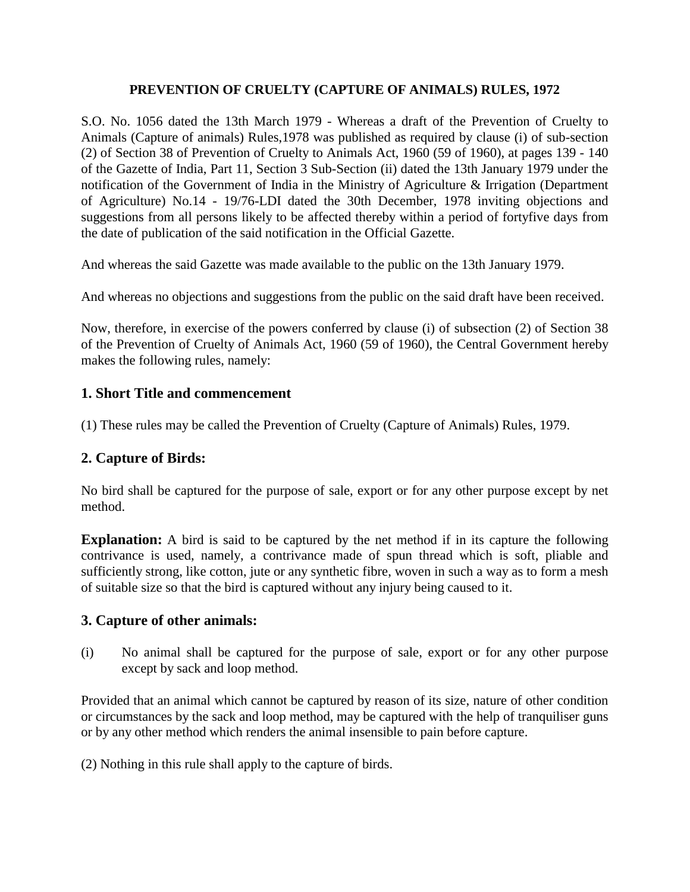# PREVENTION OF CRUELTY (CAPTURE OF ANIMALS) RULES, 1972

S.O. No. 1056 dated the 13th March 1979 - Whereas a draft of the Prevention of Cruelty to Animals (Capture of animals) Rules,1978 was published as required by clause (i) of sub-section (2) of Section 38 of Prevention of Cruelty to Animals Act, 1960 (59 of 1960), at pages 139 - 140 of the Gazette of India, Part 11, Section 3 Sub-Section (ii) dated the 13th January 1979 under the notification of the Government of India in the Ministry of Agriculture & Irrigation (Department of Agriculture) No.14 - 19/76-LDI dated the 30th December, 1978 inviting objections and suggestions from all persons likely to be affected thereby within a period of fortyfive days from the date of publication of the said notification in the Official Gazette.

And whereas the said Gazette was made available to the public on the 13th January 1979.

And whereas no objections and suggestions from the public on the said draft have been received.

Now, therefore, in exercise of the powers conferred by clause (i) of subsection (2) of Section 38 of the Prevention of Cruelty of Animals Act, 1960 (59 of 1960), the Central Government hereby makes the following rules, namely:

## 1. Short Title and commencement

(1) These rules may be called the Prevention of Cruelty (Capture of Animals) Rules, 1979.

## 2. Capture of Birds:

No bird shall be captured for the purpose of sale, export or for any other purpose except by net method.

**Explanation:** A bird is said to be captured by the net method if in its capture the following contrivance is used, namely, a contrivance made of spun thread which is soft, pliable and sufficiently strong, like cotton, jute or any synthetic fibre, woven in such a way as to form a mesh of suitable size so that the bird is captured without any injury being caused to it.

## 3. Capture of other animals:

(i) No animal shall be captured for the purpose of sale, export or for any other purpose except by sack and loop method.

Provided that an animal which cannot be captured by reason of its size, nature of other condition or circumstances by the sack and loop method, may be captured with the help of tranquiliser guns or by any other method which renders the animal insensible to pain before capture.

(2) Nothing in this rule shall apply to the capture of birds.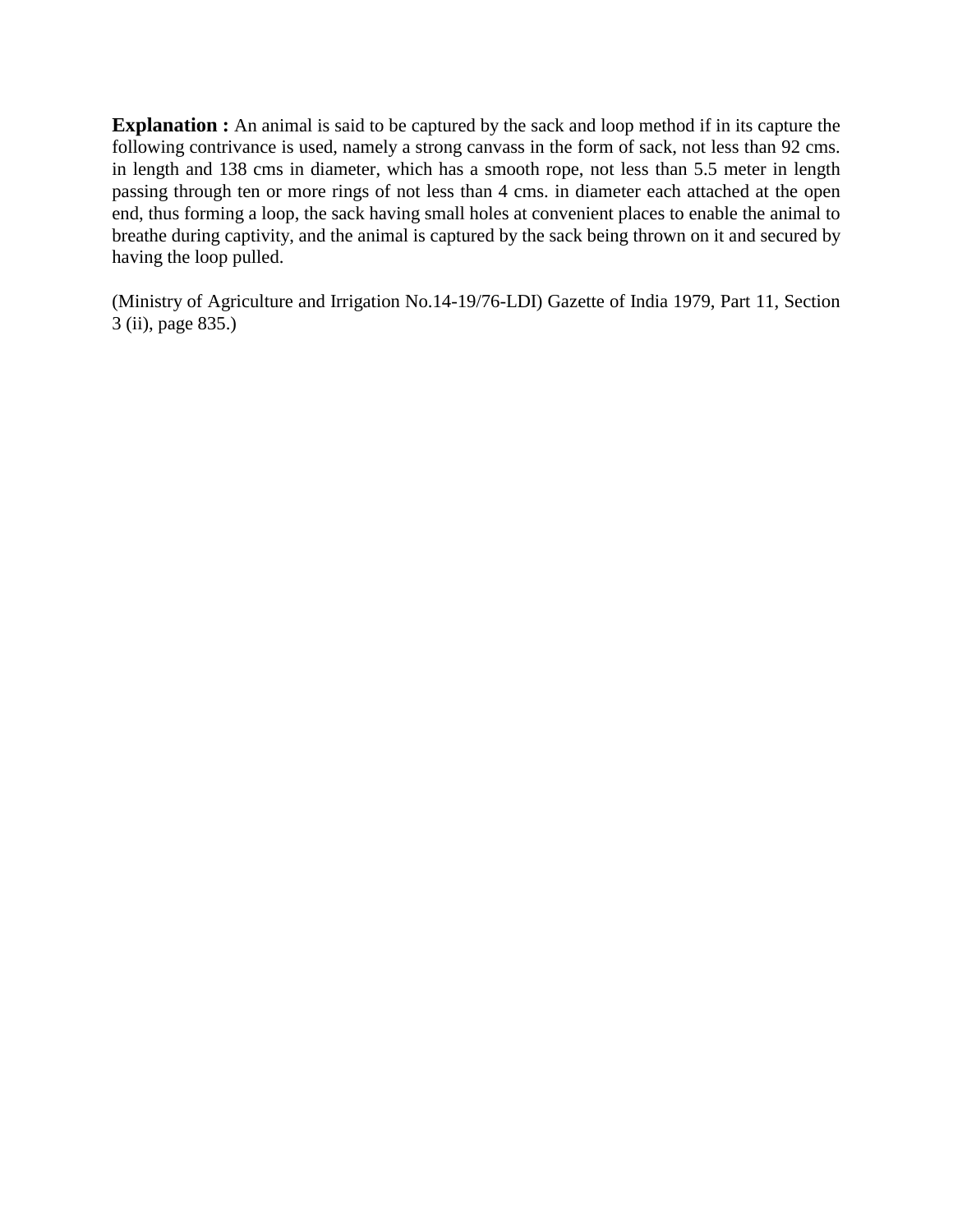**Explanation :** An animal is said to be captured by the sack and loop method if in its capture the following contrivance is used, namely a strong canvass in the form of sack, not less than 92 cms. in length and 138 cms in diameter, which has a smooth rope, not less than 5.5 meter in length passing through ten or more rings of not less than 4 cms. in diameter each attached at the open end, thus forming a loop, the sack having small holes at convenient places to enable the animal to breathe during captivity, and the animal is captured by the sack being thrown on it and secured by having the loop pulled.

(Ministry of Agriculture and Irrigation No.14-19/76-LDI) Gazette of India 1979, Part 11, Section 3 (ii), page 835.)